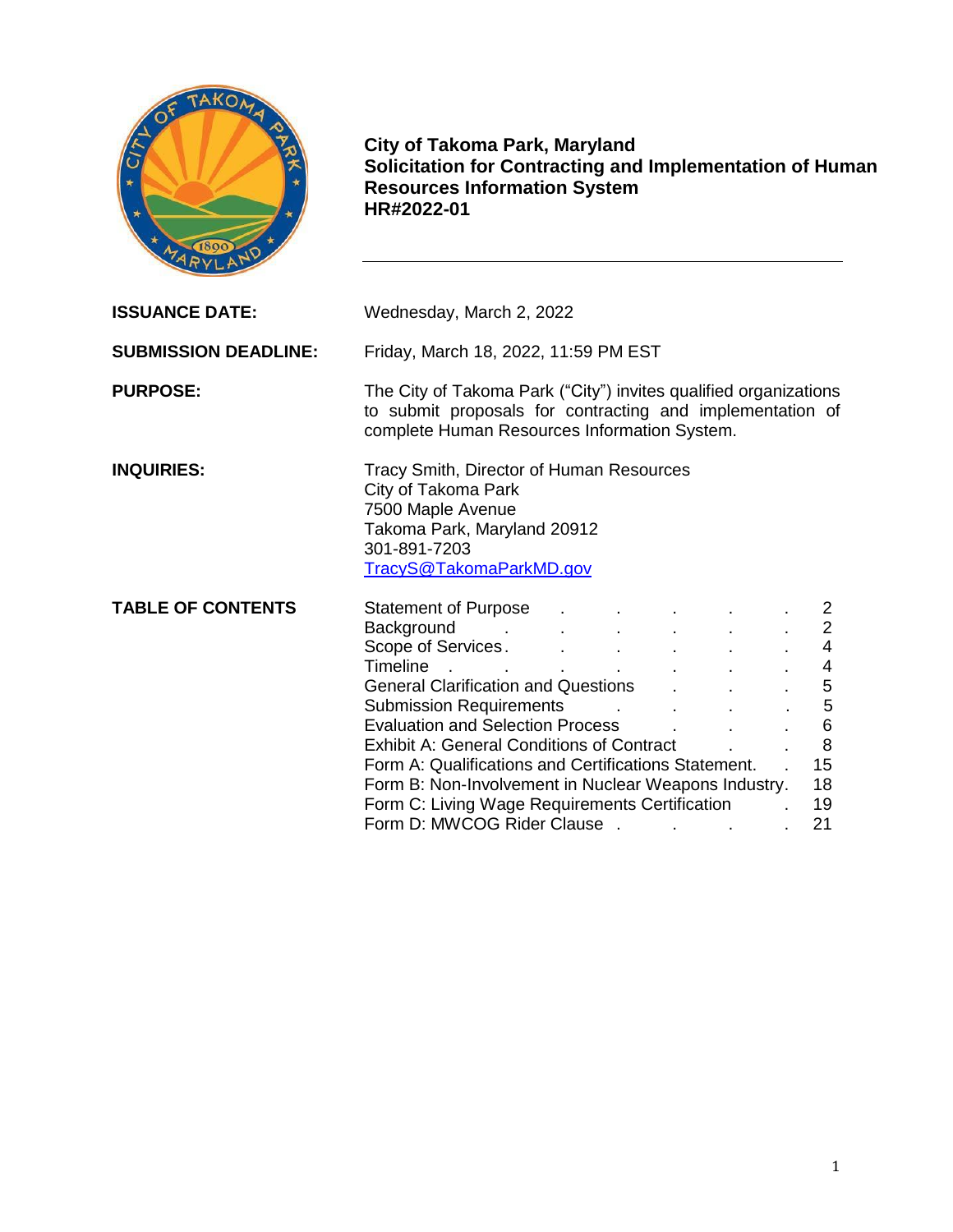# City of Takoma Park, Maryland
## Solicitation for Contracting and Implementation of Human Resources Information System
## HR#2022-01

**ISSUANCE DATE:** Wednesday, March 2, 2022

**SUBMISSION DEADLINE:** Friday, March 18, 2022, 11:59 PM EST

**PURPOSE:** The City of Takoma Park ("City") invites qualified organizations to submit proposals for contracting and implementation of complete Human Resources Information System.

**INQUIRIES:** Tracy Smith, Director of Human Resources
City of Takoma Park
7500 Maple Avenue
Takoma Park, Maryland 20912
301-891-7203
TracyS@TakomaParkMD.gov

**TABLE OF CONTENTS**

| Section | Page |
|---|---|
| Statement of Purpose | 2 |
| Background | 2 |
| Scope of Services | 4 |
| Timeline | 4 |
| General Clarification and Questions | 5 |
| Submission Requirements | 5 |
| Evaluation and Selection Process | 6 |
| Exhibit A: General Conditions of Contract | 8 |
| Form A: Qualifications and Certifications Statement | 15 |
| Form B: Non-Involvement in Nuclear Weapons Industry | 18 |
| Form C: Living Wage Requirements Certification | 19 |
| Form D: MWCOG Rider Clause | 21 |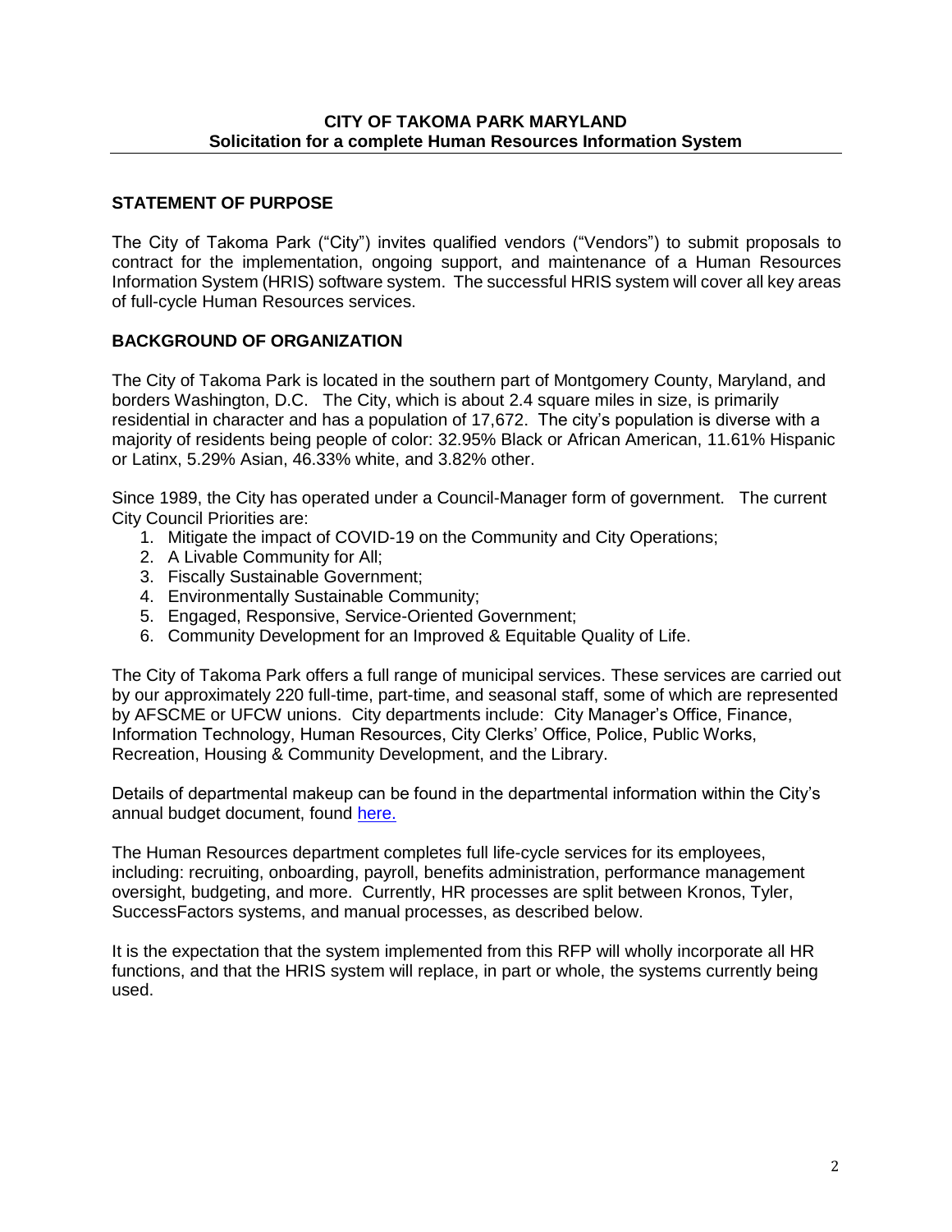**CITY OF TAKOMA PARK MARYLAND**
**Solicitation for a complete Human Resources Information System**

## STATEMENT OF PURPOSE

The City of Takoma Park ("City") invites qualified vendors ("Vendors") to submit proposals to contract for the implementation, ongoing support, and maintenance of a Human Resources Information System (HRIS) software system. The successful HRIS system will cover all key areas of full-cycle Human Resources services.

## BACKGROUND OF ORGANIZATION

The City of Takoma Park is located in the southern part of Montgomery County, Maryland, and borders Washington, D.C. The City, which is about 2.4 square miles in size, is primarily residential in character and has a population of 17,672. The city's population is diverse with a majority of residents being people of color: 32.95% Black or African American, 11.61% Hispanic or Latinx, 5.29% Asian, 46.33% white, and 3.82% other.

Since 1989, the City has operated under a Council-Manager form of government. The current City Council Priorities are:

1. Mitigate the impact of COVID-19 on the Community and City Operations;
2. A Livable Community for All;
3. Fiscally Sustainable Government;
4. Environmentally Sustainable Community;
5. Engaged, Responsive, Service-Oriented Government;
6. Community Development for an Improved & Equitable Quality of Life.

The City of Takoma Park offers a full range of municipal services. These services are carried out by our approximately 220 full-time, part-time, and seasonal staff, some of which are represented by AFSCME or UFCW unions. City departments include: City Manager's Office, Finance, Information Technology, Human Resources, City Clerks' Office, Police, Public Works, Recreation, Housing & Community Development, and the Library.

Details of departmental makeup can be found in the departmental information within the City's annual budget document, found here.

The Human Resources department completes full life-cycle services for its employees, including: recruiting, onboarding, payroll, benefits administration, performance management oversight, budgeting, and more. Currently, HR processes are split between Kronos, Tyler, SuccessFactors systems, and manual processes, as described below.

It is the expectation that the system implemented from this RFP will wholly incorporate all HR functions, and that the HRIS system will replace, in part or whole, the systems currently being used.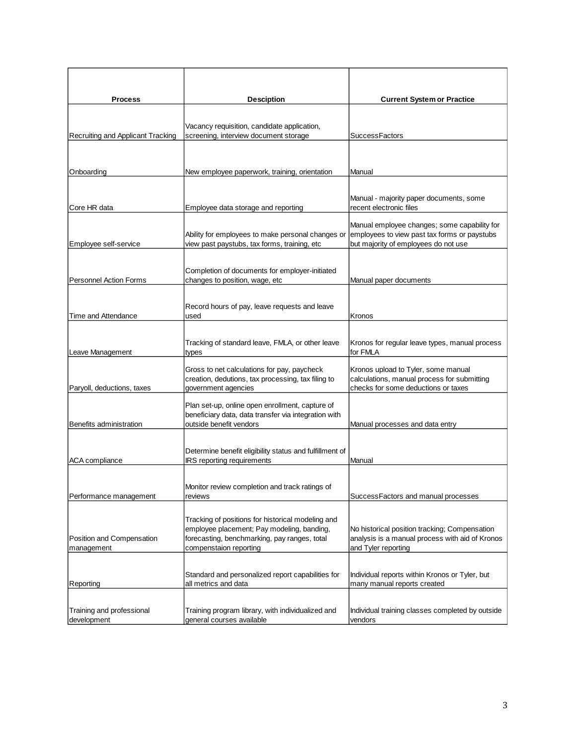| Process | Desciption | Current System or Practice |
| --- | --- | --- |
| Recruiting and Applicant Tracking | Vacancy requisition, candidate application, screening, interview document storage | SuccessFactors |
| Onboarding | New employee paperwork, training, orientation | Manual |
| Core HR data | Employee data storage and reporting | Manual - majority paper documents, some recent electronic files |
| Employee self-service | Ability for employees to make personal changes or view past paystubs, tax forms, training, etc | Manual employee changes; some capability for employees to view past tax forms or paystubs but majority of employees do not use |
| Personnel Action Forms | Completion of documents for employer-initiated changes to position, wage, etc | Manual paper documents |
| Time and Attendance | Record hours of pay, leave requests and leave used | Kronos |
| Leave Management | Tracking of standard leave, FMLA, or other leave types | Kronos for regular leave types, manual process for FMLA |
| Paryoll, deductions, taxes | Gross to net calculations for pay, paycheck creation, dedutions, tax processing, tax filing to government agencies | Kronos upload to Tyler, some manual calculations, manual process for submitting checks for some deductions or taxes |
| Benefits administration | Plan set-up, online open enrollment, capture of beneficiary data, data transfer via integration with outside benefit vendors | Manual processes and data entry |
| ACA compliance | Determine benefit eligibility status and fulfillment of IRS reporting requirements | Manual |
| Performance management | Monitor review completion and track ratings of reviews | SuccessFactors and manual processes |
| Position and Compensation management | Tracking of positions for historical modeling and employee placement; Pay modeling, banding, forecasting, benchmarking, pay ranges, total compenstaion reporting | No historical position tracking; Compensation analysis is a manual process with aid of Kronos and Tyler reporting |
| Reporting | Standard and personalized report capabilities for all metrics and data | Individual reports within Kronos or Tyler, but many manual reports created |
| Training and professional development | Training program library, with individualized and general courses available | Individual training classes completed by outside vendors |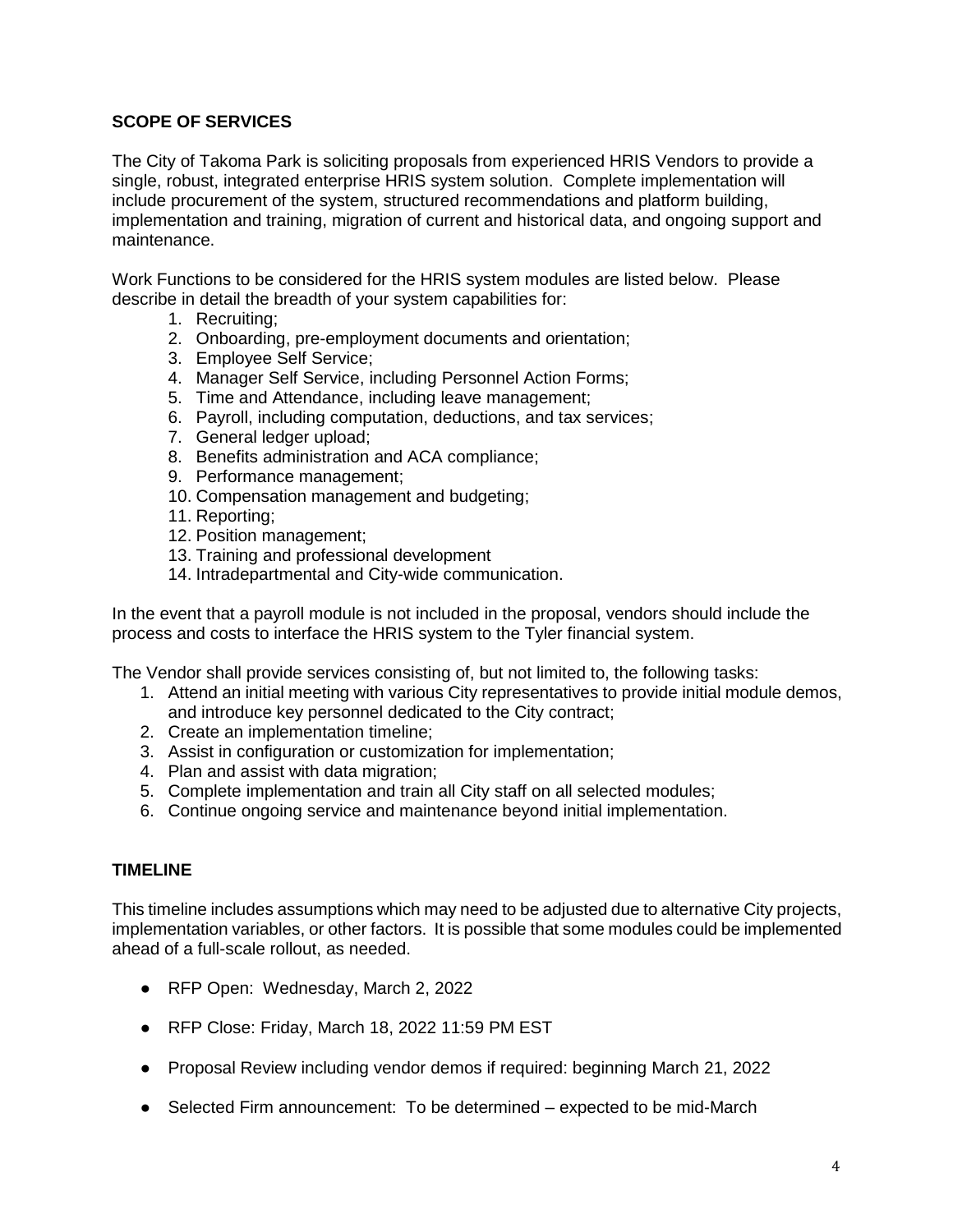## SCOPE OF SERVICES

The City of Takoma Park is soliciting proposals from experienced HRIS Vendors to provide a single, robust, integrated enterprise HRIS system solution. Complete implementation will include procurement of the system, structured recommendations and platform building, implementation and training, migration of current and historical data, and ongoing support and maintenance.

Work Functions to be considered for the HRIS system modules are listed below. Please describe in detail the breadth of your system capabilities for:

1. Recruiting;
2. Onboarding, pre-employment documents and orientation;
3. Employee Self Service;
4. Manager Self Service, including Personnel Action Forms;
5. Time and Attendance, including leave management;
6. Payroll, including computation, deductions, and tax services;
7. General ledger upload;
8. Benefits administration and ACA compliance;
9. Performance management;
10. Compensation management and budgeting;
11. Reporting;
12. Position management;
13. Training and professional development
14. Intradepartmental and City-wide communication.

In the event that a payroll module is not included in the proposal, vendors should include the process and costs to interface the HRIS system to the Tyler financial system.

The Vendor shall provide services consisting of, but not limited to, the following tasks:

1. Attend an initial meeting with various City representatives to provide initial module demos, and introduce key personnel dedicated to the City contract;
2. Create an implementation timeline;
3. Assist in configuration or customization for implementation;
4. Plan and assist with data migration;
5. Complete implementation and train all City staff on all selected modules;
6. Continue ongoing service and maintenance beyond initial implementation.

## TIMELINE

This timeline includes assumptions which may need to be adjusted due to alternative City projects, implementation variables, or other factors. It is possible that some modules could be implemented ahead of a full-scale rollout, as needed.

- RFP Open: Wednesday, March 2, 2022
- RFP Close: Friday, March 18, 2022 11:59 PM EST
- Proposal Review including vendor demos if required: beginning March 21, 2022
- Selected Firm announcement: To be determined – expected to be mid-March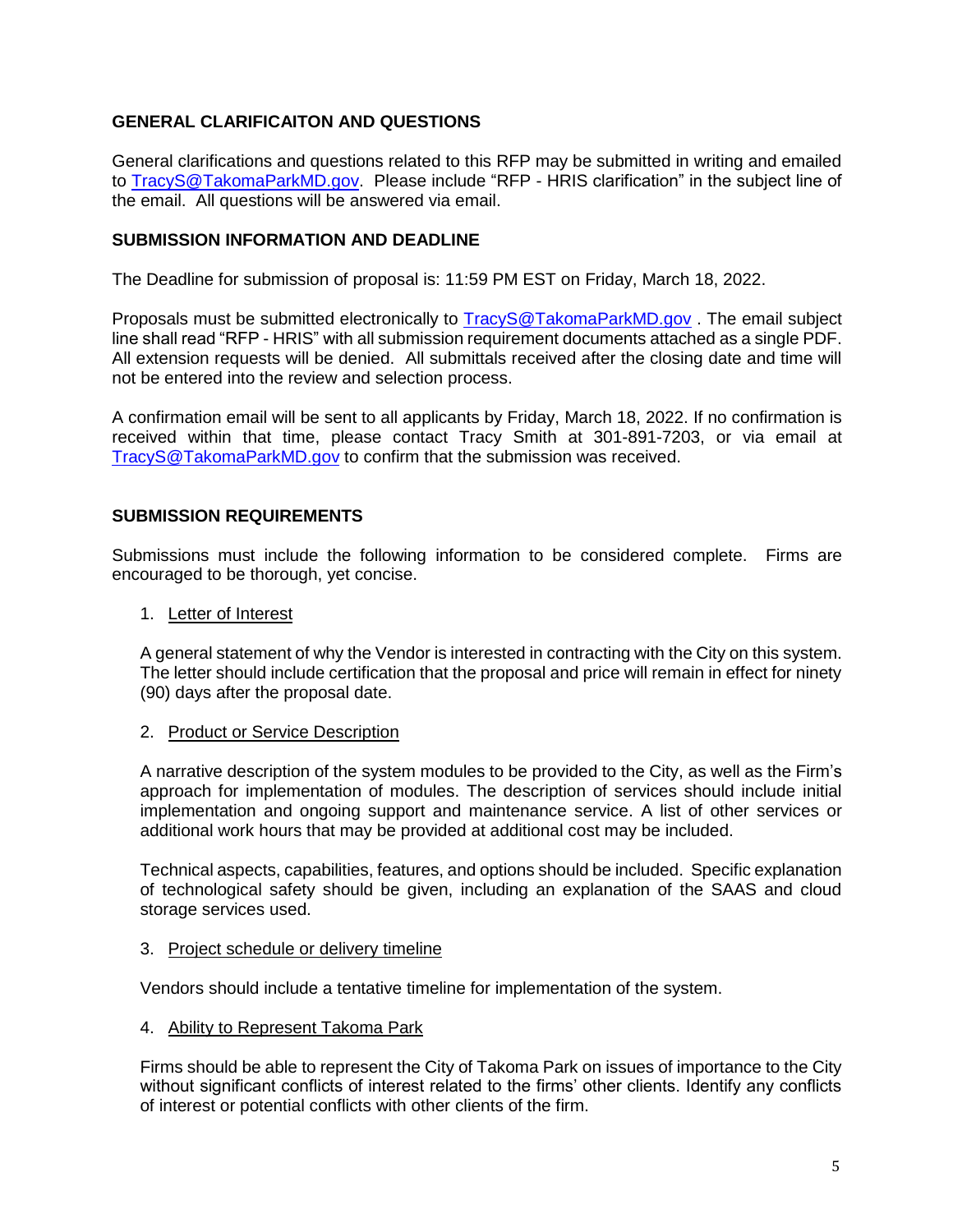**GENERAL CLARIFICAITON AND QUESTIONS**

General clarifications and questions related to this RFP may be submitted in writing and emailed to TracyS@TakomaParkMD.gov. Please include "RFP - HRIS clarification" in the subject line of the email. All questions will be answered via email.

**SUBMISSION INFORMATION AND DEADLINE**

The Deadline for submission of proposal is: 11:59 PM EST on Friday, March 18, 2022.

Proposals must be submitted electronically to TracyS@TakomaParkMD.gov . The email subject line shall read "RFP - HRIS" with all submission requirement documents attached as a single PDF. All extension requests will be denied. All submittals received after the closing date and time will not be entered into the review and selection process.

A confirmation email will be sent to all applicants by Friday, March 18, 2022. If no confirmation is received within that time, please contact Tracy Smith at 301-891-7203, or via email at TracyS@TakomaParkMD.gov to confirm that the submission was received.

**SUBMISSION REQUIREMENTS**

Submissions must include the following information to be considered complete. Firms are encouraged to be thorough, yet concise.

1. Letter of Interest

   A general statement of why the Vendor is interested in contracting with the City on this system. The letter should include certification that the proposal and price will remain in effect for ninety (90) days after the proposal date.

2. Product or Service Description

   A narrative description of the system modules to be provided to the City, as well as the Firm's approach for implementation of modules. The description of services should include initial implementation and ongoing support and maintenance service. A list of other services or additional work hours that may be provided at additional cost may be included.

   Technical aspects, capabilities, features, and options should be included. Specific explanation of technological safety should be given, including an explanation of the SAAS and cloud storage services used.

3. Project schedule or delivery timeline

   Vendors should include a tentative timeline for implementation of the system.

4. Ability to Represent Takoma Park

   Firms should be able to represent the City of Takoma Park on issues of importance to the City without significant conflicts of interest related to the firms' other clients. Identify any conflicts of interest or potential conflicts with other clients of the firm.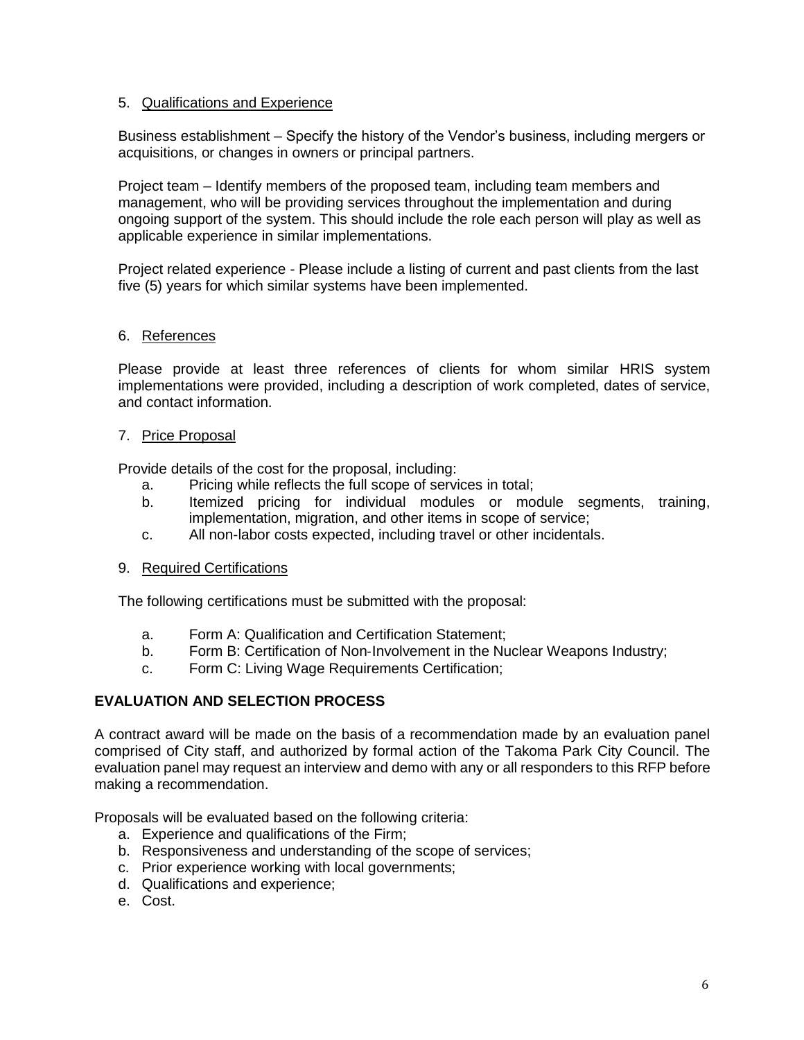5. Qualifications and Experience

Business establishment – Specify the history of the Vendor's business, including mergers or acquisitions, or changes in owners or principal partners.

Project team – Identify members of the proposed team, including team members and management, who will be providing services throughout the implementation and during ongoing support of the system. This should include the role each person will play as well as applicable experience in similar implementations.

Project related experience - Please include a listing of current and past clients from the last five (5) years for which similar systems have been implemented.

6. References

Please provide at least three references of clients for whom similar HRIS system implementations were provided, including a description of work completed, dates of service, and contact information.

7. Price Proposal

Provide details of the cost for the proposal, including:

a. Pricing while reflects the full scope of services in total;
b. Itemized pricing for individual modules or module segments, training, implementation, migration, and other items in scope of service;
c. All non-labor costs expected, including travel or other incidentals.

9. Required Certifications

The following certifications must be submitted with the proposal:

a. Form A: Qualification and Certification Statement;
b. Form B: Certification of Non-Involvement in the Nuclear Weapons Industry;
c. Form C: Living Wage Requirements Certification;

## EVALUATION AND SELECTION PROCESS

A contract award will be made on the basis of a recommendation made by an evaluation panel comprised of City staff, and authorized by formal action of the Takoma Park City Council. The evaluation panel may request an interview and demo with any or all responders to this RFP before making a recommendation.

Proposals will be evaluated based on the following criteria:

a. Experience and qualifications of the Firm;
b. Responsiveness and understanding of the scope of services;
c. Prior experience working with local governments;
d. Qualifications and experience;
e. Cost.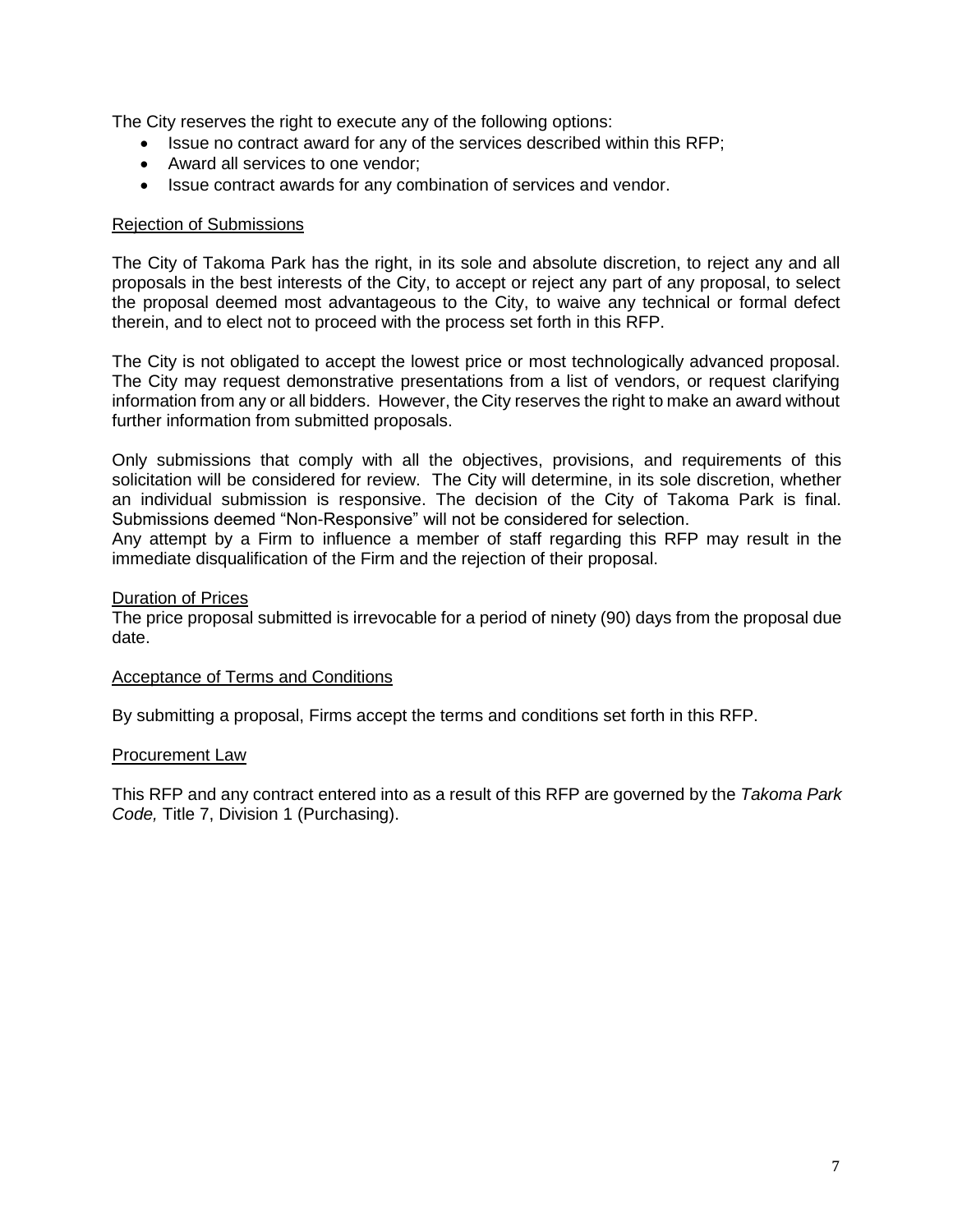The City reserves the right to execute any of the following options:

- Issue no contract award for any of the services described within this RFP;
- Award all services to one vendor;
- Issue contract awards for any combination of services and vendor.

<u>Rejection of Submissions</u>

The City of Takoma Park has the right, in its sole and absolute discretion, to reject any and all proposals in the best interests of the City, to accept or reject any part of any proposal, to select the proposal deemed most advantageous to the City, to waive any technical or formal defect therein, and to elect not to proceed with the process set forth in this RFP.

The City is not obligated to accept the lowest price or most technologically advanced proposal. The City may request demonstrative presentations from a list of vendors, or request clarifying information from any or all bidders. However, the City reserves the right to make an award without further information from submitted proposals.

Only submissions that comply with all the objectives, provisions, and requirements of this solicitation will be considered for review. The City will determine, in its sole discretion, whether an individual submission is responsive. The decision of the City of Takoma Park is final. Submissions deemed "Non-Responsive" will not be considered for selection.
Any attempt by a Firm to influence a member of staff regarding this RFP may result in the immediate disqualification of the Firm and the rejection of their proposal.

<u>Duration of Prices</u>
The price proposal submitted is irrevocable for a period of ninety (90) days from the proposal due date.

<u>Acceptance of Terms and Conditions</u>

By submitting a proposal, Firms accept the terms and conditions set forth in this RFP.

<u>Procurement Law</u>

This RFP and any contract entered into as a result of this RFP are governed by the *Takoma Park Code,* Title 7, Division 1 (Purchasing).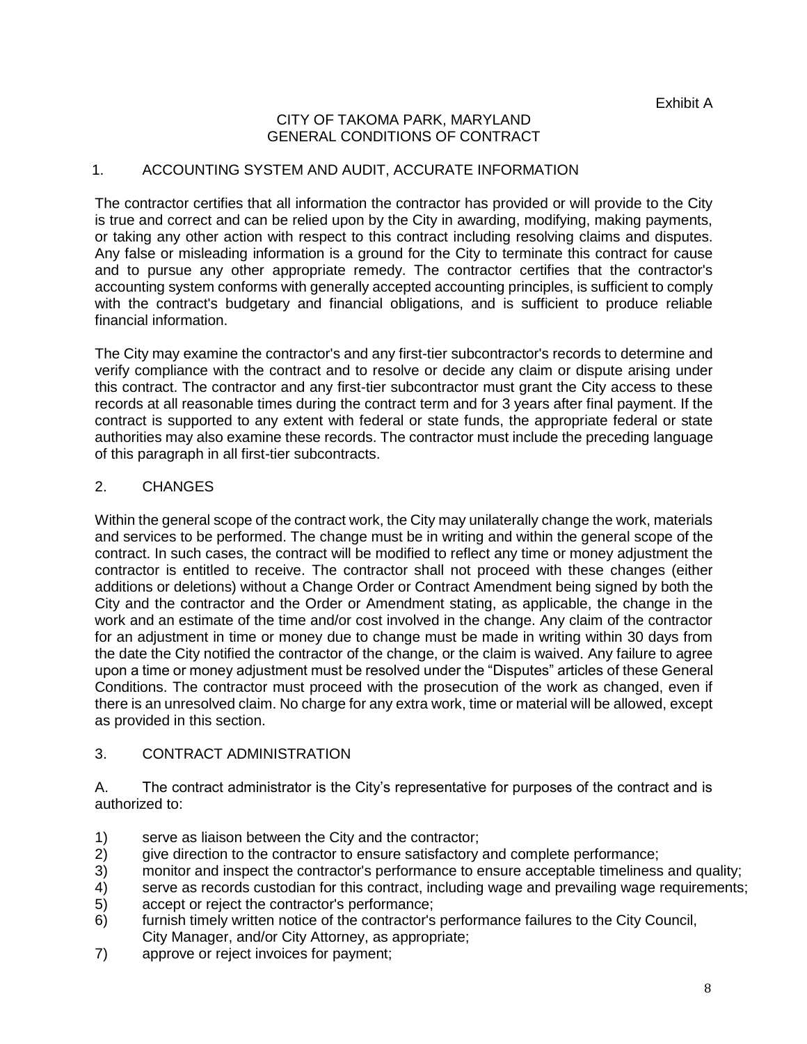Exhibit A

# CITY OF TAKOMA PARK, MARYLAND
# GENERAL CONDITIONS OF CONTRACT

## 1. ACCOUNTING SYSTEM AND AUDIT, ACCURATE INFORMATION

The contractor certifies that all information the contractor has provided or will provide to the City is true and correct and can be relied upon by the City in awarding, modifying, making payments, or taking any other action with respect to this contract including resolving claims and disputes. Any false or misleading information is a ground for the City to terminate this contract for cause and to pursue any other appropriate remedy. The contractor certifies that the contractor's accounting system conforms with generally accepted accounting principles, is sufficient to comply with the contract's budgetary and financial obligations, and is sufficient to produce reliable financial information.

The City may examine the contractor's and any first-tier subcontractor's records to determine and verify compliance with the contract and to resolve or decide any claim or dispute arising under this contract. The contractor and any first-tier subcontractor must grant the City access to these records at all reasonable times during the contract term and for 3 years after final payment. If the contract is supported to any extent with federal or state funds, the appropriate federal or state authorities may also examine these records. The contractor must include the preceding language of this paragraph in all first-tier subcontracts.

## 2. CHANGES

Within the general scope of the contract work, the City may unilaterally change the work, materials and services to be performed. The change must be in writing and within the general scope of the contract. In such cases, the contract will be modified to reflect any time or money adjustment the contractor is entitled to receive. The contractor shall not proceed with these changes (either additions or deletions) without a Change Order or Contract Amendment being signed by both the City and the contractor and the Order or Amendment stating, as applicable, the change in the work and an estimate of the time and/or cost involved in the change. Any claim of the contractor for an adjustment in time or money due to change must be made in writing within 30 days from the date the City notified the contractor of the change, or the claim is waived. Any failure to agree upon a time or money adjustment must be resolved under the "Disputes" articles of these General Conditions. The contractor must proceed with the prosecution of the work as changed, even if there is an unresolved claim. No charge for any extra work, time or material will be allowed, except as provided in this section.

## 3. CONTRACT ADMINISTRATION

A. The contract administrator is the City's representative for purposes of the contract and is authorized to:

1) serve as liaison between the City and the contractor;
2) give direction to the contractor to ensure satisfactory and complete performance;
3) monitor and inspect the contractor's performance to ensure acceptable timeliness and quality;
4) serve as records custodian for this contract, including wage and prevailing wage requirements;
5) accept or reject the contractor's performance;
6) furnish timely written notice of the contractor's performance failures to the City Council, City Manager, and/or City Attorney, as appropriate;
7) approve or reject invoices for payment;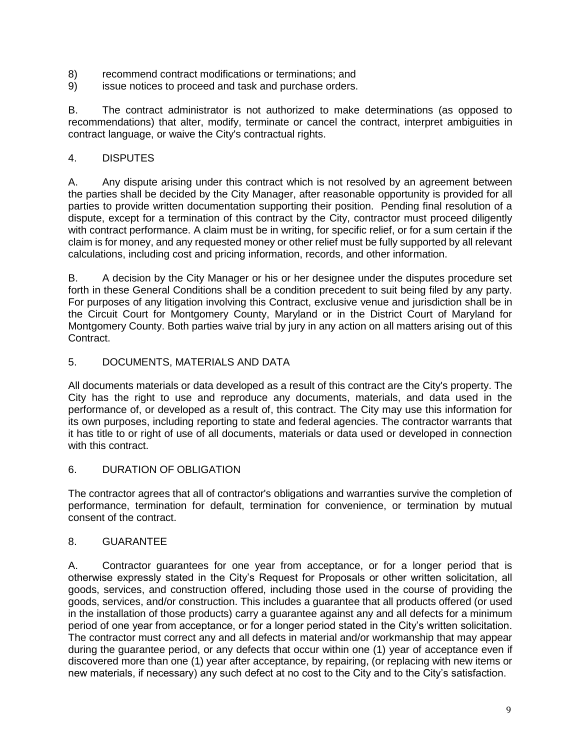8) recommend contract modifications or terminations; and
9) issue notices to proceed and task and purchase orders.

B. The contract administrator is not authorized to make determinations (as opposed to recommendations) that alter, modify, terminate or cancel the contract, interpret ambiguities in contract language, or waive the City's contractual rights.

## 4. DISPUTES

A. Any dispute arising under this contract which is not resolved by an agreement between the parties shall be decided by the City Manager, after reasonable opportunity is provided for all parties to provide written documentation supporting their position. Pending final resolution of a dispute, except for a termination of this contract by the City, contractor must proceed diligently with contract performance. A claim must be in writing, for specific relief, or for a sum certain if the claim is for money, and any requested money or other relief must be fully supported by all relevant calculations, including cost and pricing information, records, and other information.

B. A decision by the City Manager or his or her designee under the disputes procedure set forth in these General Conditions shall be a condition precedent to suit being filed by any party. For purposes of any litigation involving this Contract, exclusive venue and jurisdiction shall be in the Circuit Court for Montgomery County, Maryland or in the District Court of Maryland for Montgomery County. Both parties waive trial by jury in any action on all matters arising out of this Contract.

## 5. DOCUMENTS, MATERIALS AND DATA

All documents materials or data developed as a result of this contract are the City's property. The City has the right to use and reproduce any documents, materials, and data used in the performance of, or developed as a result of, this contract. The City may use this information for its own purposes, including reporting to state and federal agencies. The contractor warrants that it has title to or right of use of all documents, materials or data used or developed in connection with this contract.

## 6. DURATION OF OBLIGATION

The contractor agrees that all of contractor's obligations and warranties survive the completion of performance, termination for default, termination for convenience, or termination by mutual consent of the contract.

## 8. GUARANTEE

A. Contractor guarantees for one year from acceptance, or for a longer period that is otherwise expressly stated in the City's Request for Proposals or other written solicitation, all goods, services, and construction offered, including those used in the course of providing the goods, services, and/or construction. This includes a guarantee that all products offered (or used in the installation of those products) carry a guarantee against any and all defects for a minimum period of one year from acceptance, or for a longer period stated in the City's written solicitation. The contractor must correct any and all defects in material and/or workmanship that may appear during the guarantee period, or any defects that occur within one (1) year of acceptance even if discovered more than one (1) year after acceptance, by repairing, (or replacing with new items or new materials, if necessary) any such defect at no cost to the City and to the City's satisfaction.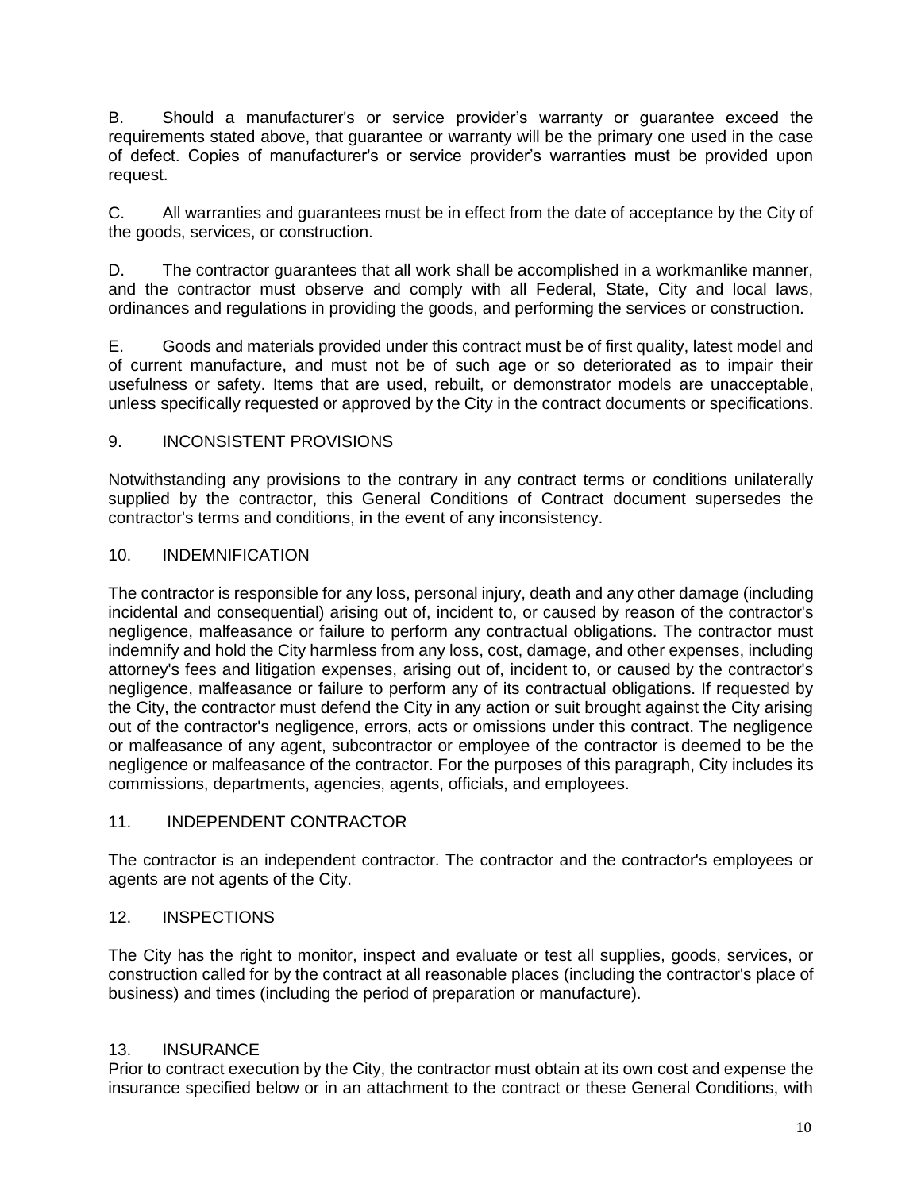B. Should a manufacturer's or service provider's warranty or guarantee exceed the requirements stated above, that guarantee or warranty will be the primary one used in the case of defect. Copies of manufacturer's or service provider's warranties must be provided upon request.

C. All warranties and guarantees must be in effect from the date of acceptance by the City of the goods, services, or construction.

D. The contractor guarantees that all work shall be accomplished in a workmanlike manner, and the contractor must observe and comply with all Federal, State, City and local laws, ordinances and regulations in providing the goods, and performing the services or construction.

E. Goods and materials provided under this contract must be of first quality, latest model and of current manufacture, and must not be of such age or so deteriorated as to impair their usefulness or safety. Items that are used, rebuilt, or demonstrator models are unacceptable, unless specifically requested or approved by the City in the contract documents or specifications.

## 9. INCONSISTENT PROVISIONS

Notwithstanding any provisions to the contrary in any contract terms or conditions unilaterally supplied by the contractor, this General Conditions of Contract document supersedes the contractor's terms and conditions, in the event of any inconsistency.

## 10. INDEMNIFICATION

The contractor is responsible for any loss, personal injury, death and any other damage (including incidental and consequential) arising out of, incident to, or caused by reason of the contractor's negligence, malfeasance or failure to perform any contractual obligations. The contractor must indemnify and hold the City harmless from any loss, cost, damage, and other expenses, including attorney's fees and litigation expenses, arising out of, incident to, or caused by the contractor's negligence, malfeasance or failure to perform any of its contractual obligations. If requested by the City, the contractor must defend the City in any action or suit brought against the City arising out of the contractor's negligence, errors, acts or omissions under this contract. The negligence or malfeasance of any agent, subcontractor or employee of the contractor is deemed to be the negligence or malfeasance of the contractor. For the purposes of this paragraph, City includes its commissions, departments, agencies, agents, officials, and employees.

## 11. INDEPENDENT CONTRACTOR

The contractor is an independent contractor. The contractor and the contractor's employees or agents are not agents of the City.

## 12. INSPECTIONS

The City has the right to monitor, inspect and evaluate or test all supplies, goods, services, or construction called for by the contract at all reasonable places (including the contractor's place of business) and times (including the period of preparation or manufacture).

## 13. INSURANCE

Prior to contract execution by the City, the contractor must obtain at its own cost and expense the insurance specified below or in an attachment to the contract or these General Conditions, with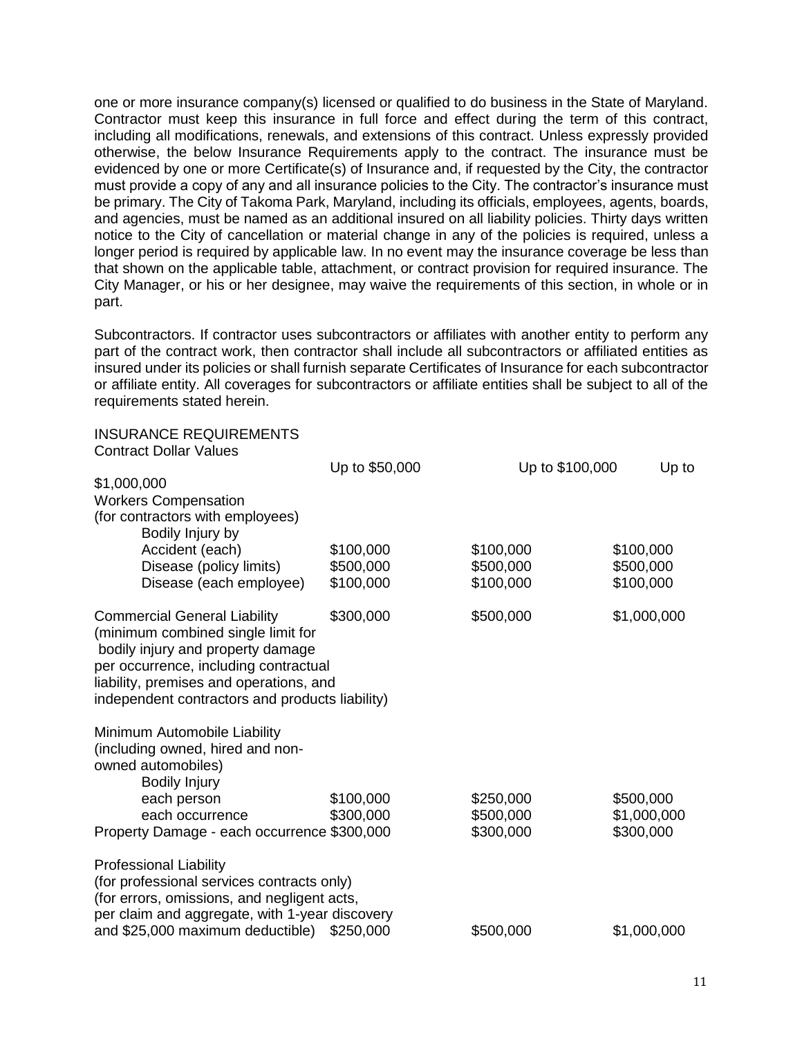one or more insurance company(s) licensed or qualified to do business in the State of Maryland. Contractor must keep this insurance in full force and effect during the term of this contract, including all modifications, renewals, and extensions of this contract. Unless expressly provided otherwise, the below Insurance Requirements apply to the contract. The insurance must be evidenced by one or more Certificate(s) of Insurance and, if requested by the City, the contractor must provide a copy of any and all insurance policies to the City. The contractor's insurance must be primary. The City of Takoma Park, Maryland, including its officials, employees, agents, boards, and agencies, must be named as an additional insured on all liability policies. Thirty days written notice to the City of cancellation or material change in any of the policies is required, unless a longer period is required by applicable law. In no event may the insurance coverage be less than that shown on the applicable table, attachment, or contract provision for required insurance. The City Manager, or his or her designee, may waive the requirements of this section, in whole or in part.

Subcontractors. If contractor uses subcontractors or affiliates with another entity to perform any part of the contract work, then contractor shall include all subcontractors or affiliated entities as insured under its policies or shall furnish separate Certificates of Insurance for each subcontractor or affiliate entity. All coverages for subcontractors or affiliate entities shall be subject to all of the requirements stated herein.

INSURANCE REQUIREMENTS
Contract Dollar Values

| | Up to $50,000 | Up to $100,000 | Up to $1,000,000 |
|---|---|---|---|
| **Workers Compensation** (for contractors with employees) | | | |
| Bodily Injury by Accident (each) | $100,000 | $100,000 | $100,000 |
| Disease (policy limits) | $500,000 | $500,000 | $500,000 |
| Disease (each employee) | $100,000 | $100,000 | $100,000 |
| **Commercial General Liability** (minimum combined single limit for bodily injury and property damage per occurrence, including contractual liability, premises and operations, and independent contractors and products liability) | $300,000 | $500,000 | $1,000,000 |
| **Minimum Automobile Liability** (including owned, hired and non-owned automobiles) | | | |
| Bodily Injury each person | $100,000 | $250,000 | $500,000 |
| each occurrence | $300,000 | $500,000 | $1,000,000 |
| Property Damage - each occurrence | $300,000 | $300,000 | $300,000 |
| **Professional Liability** (for professional services contracts only) (for errors, omissions, and negligent acts, per claim and aggregate, with 1-year discovery and $25,000 maximum deductible) | $250,000 | $500,000 | $1,000,000 |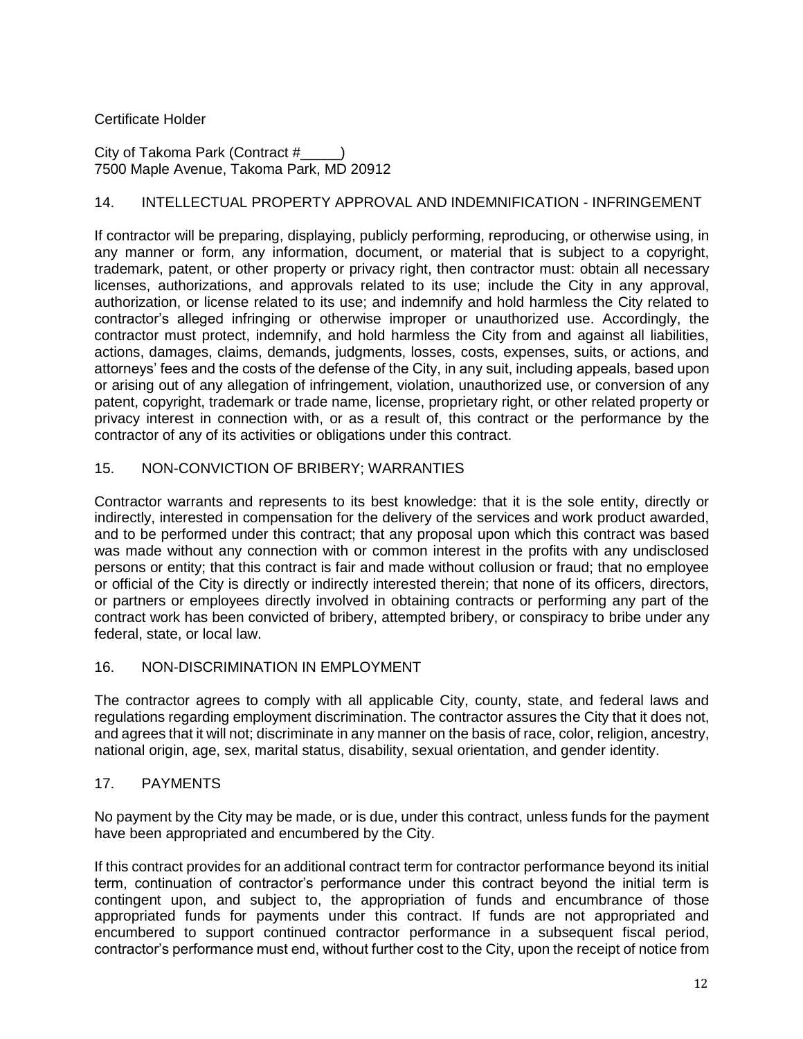Certificate Holder

City of Takoma Park (Contract #_____)
7500 Maple Avenue, Takoma Park, MD 20912

## 14. INTELLECTUAL PROPERTY APPROVAL AND INDEMNIFICATION - INFRINGEMENT

If contractor will be preparing, displaying, publicly performing, reproducing, or otherwise using, in any manner or form, any information, document, or material that is subject to a copyright, trademark, patent, or other property or privacy right, then contractor must: obtain all necessary licenses, authorizations, and approvals related to its use; include the City in any approval, authorization, or license related to its use; and indemnify and hold harmless the City related to contractor's alleged infringing or otherwise improper or unauthorized use. Accordingly, the contractor must protect, indemnify, and hold harmless the City from and against all liabilities, actions, damages, claims, demands, judgments, losses, costs, expenses, suits, or actions, and attorneys' fees and the costs of the defense of the City, in any suit, including appeals, based upon or arising out of any allegation of infringement, violation, unauthorized use, or conversion of any patent, copyright, trademark or trade name, license, proprietary right, or other related property or privacy interest in connection with, or as a result of, this contract or the performance by the contractor of any of its activities or obligations under this contract.

## 15. NON-CONVICTION OF BRIBERY; WARRANTIES

Contractor warrants and represents to its best knowledge: that it is the sole entity, directly or indirectly, interested in compensation for the delivery of the services and work product awarded, and to be performed under this contract; that any proposal upon which this contract was based was made without any connection with or common interest in the profits with any undisclosed persons or entity; that this contract is fair and made without collusion or fraud; that no employee or official of the City is directly or indirectly interested therein; that none of its officers, directors, or partners or employees directly involved in obtaining contracts or performing any part of the contract work has been convicted of bribery, attempted bribery, or conspiracy to bribe under any federal, state, or local law.

## 16. NON-DISCRIMINATION IN EMPLOYMENT

The contractor agrees to comply with all applicable City, county, state, and federal laws and regulations regarding employment discrimination. The contractor assures the City that it does not, and agrees that it will not; discriminate in any manner on the basis of race, color, religion, ancestry, national origin, age, sex, marital status, disability, sexual orientation, and gender identity.

## 17. PAYMENTS

No payment by the City may be made, or is due, under this contract, unless funds for the payment have been appropriated and encumbered by the City.

If this contract provides for an additional contract term for contractor performance beyond its initial term, continuation of contractor's performance under this contract beyond the initial term is contingent upon, and subject to, the appropriation of funds and encumbrance of those appropriated funds for payments under this contract. If funds are not appropriated and encumbered to support continued contractor performance in a subsequent fiscal period, contractor's performance must end, without further cost to the City, upon the receipt of notice from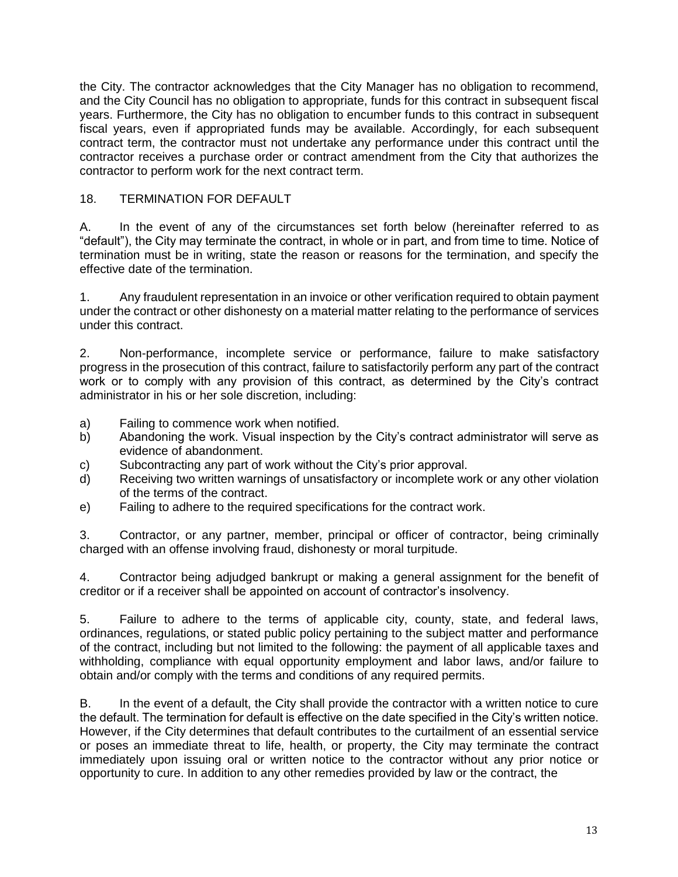the City. The contractor acknowledges that the City Manager has no obligation to recommend, and the City Council has no obligation to appropriate, funds for this contract in subsequent fiscal years. Furthermore, the City has no obligation to encumber funds to this contract in subsequent fiscal years, even if appropriated funds may be available. Accordingly, for each subsequent contract term, the contractor must not undertake any performance under this contract until the contractor receives a purchase order or contract amendment from the City that authorizes the contractor to perform work for the next contract term.

## 18. TERMINATION FOR DEFAULT

A. In the event of any of the circumstances set forth below (hereinafter referred to as "default"), the City may terminate the contract, in whole or in part, and from time to time. Notice of termination must be in writing, state the reason or reasons for the termination, and specify the effective date of the termination.

1. Any fraudulent representation in an invoice or other verification required to obtain payment under the contract or other dishonesty on a material matter relating to the performance of services under this contract.

2. Non-performance, incomplete service or performance, failure to make satisfactory progress in the prosecution of this contract, failure to satisfactorily perform any part of the contract work or to comply with any provision of this contract, as determined by the City's contract administrator in his or her sole discretion, including:

a) Failing to commence work when notified.
b) Abandoning the work. Visual inspection by the City's contract administrator will serve as evidence of abandonment.
c) Subcontracting any part of work without the City's prior approval.
d) Receiving two written warnings of unsatisfactory or incomplete work or any other violation of the terms of the contract.
e) Failing to adhere to the required specifications for the contract work.

3. Contractor, or any partner, member, principal or officer of contractor, being criminally charged with an offense involving fraud, dishonesty or moral turpitude.

4. Contractor being adjudged bankrupt or making a general assignment for the benefit of creditor or if a receiver shall be appointed on account of contractor's insolvency.

5. Failure to adhere to the terms of applicable city, county, state, and federal laws, ordinances, regulations, or stated public policy pertaining to the subject matter and performance of the contract, including but not limited to the following: the payment of all applicable taxes and withholding, compliance with equal opportunity employment and labor laws, and/or failure to obtain and/or comply with the terms and conditions of any required permits.

B. In the event of a default, the City shall provide the contractor with a written notice to cure the default. The termination for default is effective on the date specified in the City's written notice. However, if the City determines that default contributes to the curtailment of an essential service or poses an immediate threat to life, health, or property, the City may terminate the contract immediately upon issuing oral or written notice to the contractor without any prior notice or opportunity to cure. In addition to any other remedies provided by law or the contract, the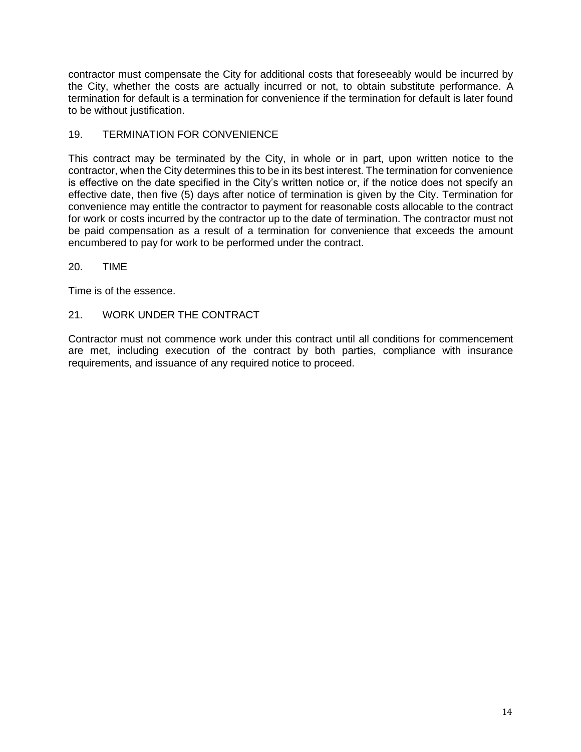contractor must compensate the City for additional costs that foreseeably would be incurred by the City, whether the costs are actually incurred or not, to obtain substitute performance. A termination for default is a termination for convenience if the termination for default is later found to be without justification.

## 19. TERMINATION FOR CONVENIENCE

This contract may be terminated by the City, in whole or in part, upon written notice to the contractor, when the City determines this to be in its best interest. The termination for convenience is effective on the date specified in the City's written notice or, if the notice does not specify an effective date, then five (5) days after notice of termination is given by the City. Termination for convenience may entitle the contractor to payment for reasonable costs allocable to the contract for work or costs incurred by the contractor up to the date of termination. The contractor must not be paid compensation as a result of a termination for convenience that exceeds the amount encumbered to pay for work to be performed under the contract.

## 20. TIME

Time is of the essence.

## 21. WORK UNDER THE CONTRACT

Contractor must not commence work under this contract until all conditions for commencement are met, including execution of the contract by both parties, compliance with insurance requirements, and issuance of any required notice to proceed.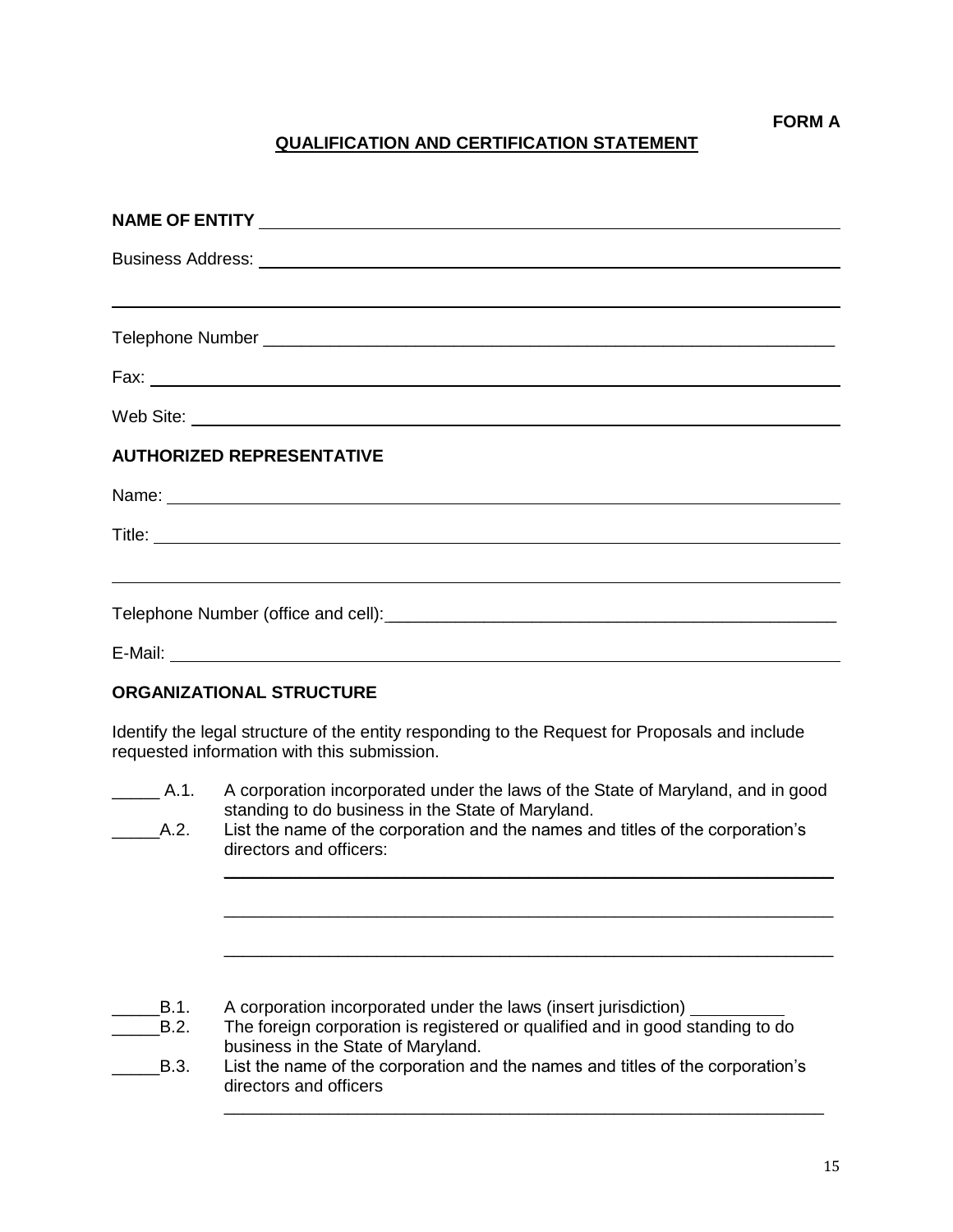**FORM A**

## QUALIFICATION AND CERTIFICATION STATEMENT

**NAME OF ENTITY** ______________________________________________

Business Address: ______________________________________________

______________________________________________

Telephone Number ______________________________________________

Fax: ______________________________________________

Web Site: ______________________________________________

**AUTHORIZED REPRESENTATIVE**

Name: ______________________________________________

Title: ______________________________________________

______________________________________________

Telephone Number (office and cell): ______________________________________________

E-Mail: ______________________________________________

**ORGANIZATIONAL STRUCTURE**

Identify the legal structure of the entity responding to the Request for Proposals and include requested information with this submission.

_____ A.1. A corporation incorporated under the laws of the State of Maryland, and in good standing to do business in the State of Maryland.

_____A.2. List the name of the corporation and the names and titles of the corporation's directors and officers:

______________________________________________

______________________________________________

______________________________________________

_____B.1. A corporation incorporated under the laws (insert jurisdiction) __________

_____B.2. The foreign corporation is registered or qualified and in good standing to do business in the State of Maryland.

_____B.3. List the name of the corporation and the names and titles of the corporation's directors and officers

______________________________________________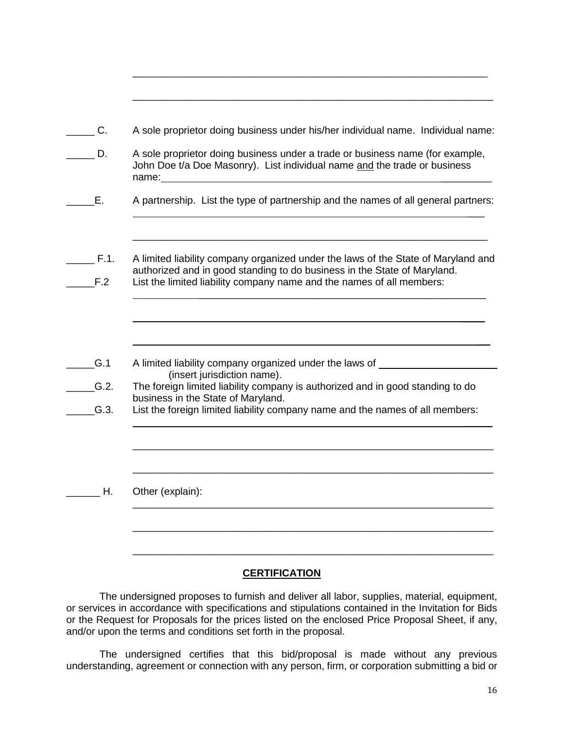\_\_\_\_\_\_\_\_\_\_\_\_\_\_\_\_\_\_\_\_\_\_\_\_\_\_\_\_\_\_\_\_\_\_\_\_\_\_\_\_\_\_\_\_\_\_\_\_\_\_\_\_\_\_\_\_\_\_\_\_\_\_\_\_

\_\_\_\_\_\_\_\_\_\_\_\_\_\_\_\_\_\_\_\_\_\_\_\_\_\_\_\_\_\_\_\_\_\_\_\_\_\_\_\_\_\_\_\_\_\_\_\_\_\_\_\_\_\_\_\_\_\_\_\_\_\_\_\_

\_\_\_\_\_ C. A sole proprietor doing business under his/her individual name. Individual name:

\_\_\_\_\_ D. A sole proprietor doing business under a trade or business name (for example, John Doe t/a Doe Masonry). List individual name <u>and</u> the trade or business name:\_\_\_\_\_\_\_\_\_\_\_\_\_\_\_\_\_\_\_\_\_\_\_\_\_\_\_\_\_\_\_\_\_\_\_\_\_\_\_\_\_\_\_\_\_\_\_\_\_\_\_\_\_\_\_\_

\_\_\_\_\_E. A partnership. List the type of partnership and the names of all general partners:

\_\_\_\_\_\_\_\_\_\_\_\_\_\_\_\_\_\_\_\_\_\_\_\_\_\_\_\_\_\_\_\_\_\_\_\_\_\_\_\_\_\_\_\_\_\_\_\_\_\_\_\_\_\_\_\_\_\_\_\_\_\_\_\_

\_\_\_\_\_\_\_\_\_\_\_\_\_\_\_\_\_\_\_\_\_\_\_\_\_\_\_\_\_\_\_\_\_\_\_\_\_\_\_\_\_\_\_\_\_\_\_\_\_\_\_\_\_\_\_\_\_\_\_\_\_\_\_\_

\_\_\_\_\_ F.1. A limited liability company organized under the laws of the State of Maryland and authorized and in good standing to do business in the State of Maryland.

\_\_\_\_\_F.2 List the limited liability company name and the names of all members:

\_\_\_\_\_\_\_\_\_\_\_\_\_\_\_\_\_\_\_\_\_\_\_\_\_\_\_\_\_\_\_\_\_\_\_\_\_\_\_\_\_\_\_\_\_\_\_\_\_\_\_\_\_\_\_\_\_\_\_\_\_\_\_\_

\_\_\_\_\_\_\_\_\_\_\_\_\_\_\_\_\_\_\_\_\_\_\_\_\_\_\_\_\_\_\_\_\_\_\_\_\_\_\_\_\_\_\_\_\_\_\_\_\_\_\_\_\_\_\_\_\_\_\_\_\_\_\_\_

\_\_\_\_\_\_\_\_\_\_\_\_\_\_\_\_\_\_\_\_\_\_\_\_\_\_\_\_\_\_\_\_\_\_\_\_\_\_\_\_\_\_\_\_\_\_\_\_\_\_\_\_\_\_\_\_\_\_\_\_\_\_\_\_

\_\_\_\_\_G.1 A limited liability company organized under the laws of \_\_\_\_\_\_\_\_\_\_\_\_\_\_\_\_\_\_\_\_\_\_ (insert jurisdiction name).

\_\_\_\_\_G.2. The foreign limited liability company is authorized and in good standing to do business in the State of Maryland.

\_\_\_\_\_G.3. List the foreign limited liability company name and the names of all members:

\_\_\_\_\_\_\_\_\_\_\_\_\_\_\_\_\_\_\_\_\_\_\_\_\_\_\_\_\_\_\_\_\_\_\_\_\_\_\_\_\_\_\_\_\_\_\_\_\_\_\_\_\_\_\_\_\_\_\_\_\_\_\_\_

\_\_\_\_\_\_\_\_\_\_\_\_\_\_\_\_\_\_\_\_\_\_\_\_\_\_\_\_\_\_\_\_\_\_\_\_\_\_\_\_\_\_\_\_\_\_\_\_\_\_\_\_\_\_\_\_\_\_\_\_\_\_\_\_

\_\_\_\_\_\_\_\_\_\_\_\_\_\_\_\_\_\_\_\_\_\_\_\_\_\_\_\_\_\_\_\_\_\_\_\_\_\_\_\_\_\_\_\_\_\_\_\_\_\_\_\_\_\_\_\_\_\_\_\_\_\_\_\_

\_\_\_\_\_\_ H. Other (explain):

\_\_\_\_\_\_\_\_\_\_\_\_\_\_\_\_\_\_\_\_\_\_\_\_\_\_\_\_\_\_\_\_\_\_\_\_\_\_\_\_\_\_\_\_\_\_\_\_\_\_\_\_\_\_\_\_\_\_\_\_\_\_\_\_

\_\_\_\_\_\_\_\_\_\_\_\_\_\_\_\_\_\_\_\_\_\_\_\_\_\_\_\_\_\_\_\_\_\_\_\_\_\_\_\_\_\_\_\_\_\_\_\_\_\_\_\_\_\_\_\_\_\_\_\_\_\_\_\_

\_\_\_\_\_\_\_\_\_\_\_\_\_\_\_\_\_\_\_\_\_\_\_\_\_\_\_\_\_\_\_\_\_\_\_\_\_\_\_\_\_\_\_\_\_\_\_\_\_\_\_\_\_\_\_\_\_\_\_\_\_\_\_\_

## **CERTIFICATION**

The undersigned proposes to furnish and deliver all labor, supplies, material, equipment, or services in accordance with specifications and stipulations contained in the Invitation for Bids or the Request for Proposals for the prices listed on the enclosed Price Proposal Sheet, if any, and/or upon the terms and conditions set forth in the proposal.

The undersigned certifies that this bid/proposal is made without any previous understanding, agreement or connection with any person, firm, or corporation submitting a bid or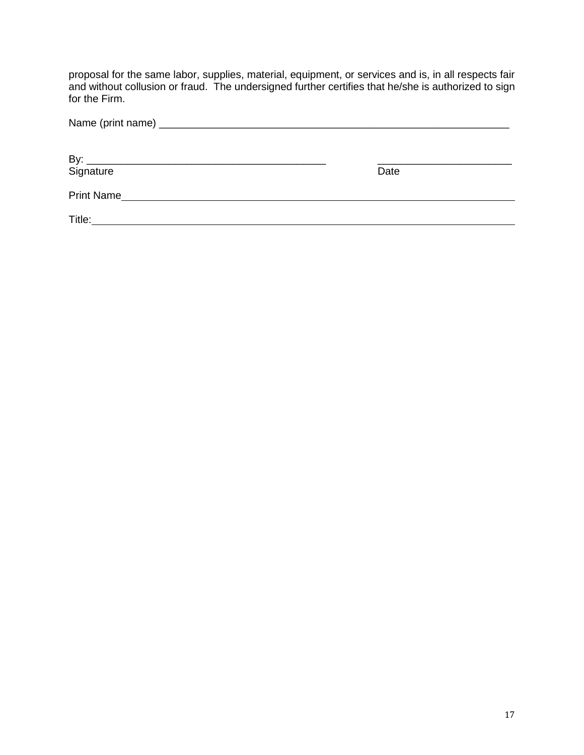proposal for the same labor, supplies, material, equipment, or services and is, in all respects fair and without collusion or fraud. The undersigned further certifies that he/she is authorized to sign for the Firm.

Name (print name) _______________________________________________________________

By: ___________________________________________ ________________________
Signature Date

Print Name______________________________________________________________________

Title:__________________________________________________________________________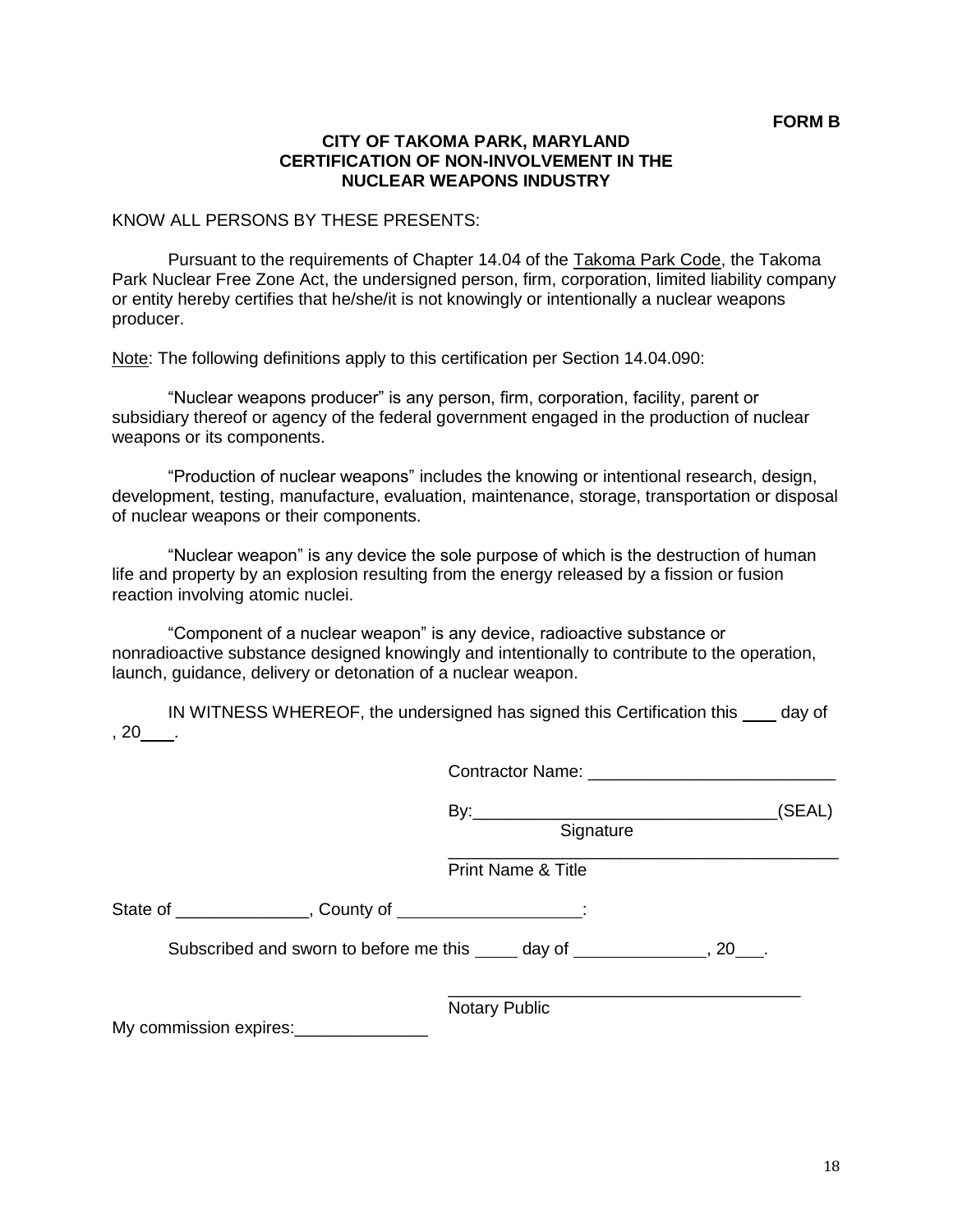**FORM B**

**CITY OF TAKOMA PARK, MARYLAND**
**CERTIFICATION OF NON-INVOLVEMENT IN THE**
**NUCLEAR WEAPONS INDUSTRY**

KNOW ALL PERSONS BY THESE PRESENTS:

Pursuant to the requirements of Chapter 14.04 of the Takoma Park Code, the Takoma Park Nuclear Free Zone Act, the undersigned person, firm, corporation, limited liability company or entity hereby certifies that he/she/it is not knowingly or intentionally a nuclear weapons producer.

Note: The following definitions apply to this certification per Section 14.04.090:

"Nuclear weapons producer" is any person, firm, corporation, facility, parent or subsidiary thereof or agency of the federal government engaged in the production of nuclear weapons or its components.

"Production of nuclear weapons" includes the knowing or intentional research, design, development, testing, manufacture, evaluation, maintenance, storage, transportation or disposal of nuclear weapons or their components.

"Nuclear weapon" is any device the sole purpose of which is the destruction of human life and property by an explosion resulting from the energy released by a fission or fusion reaction involving atomic nuclei.

"Component of a nuclear weapon" is any device, radioactive substance or nonradioactive substance designed knowingly and intentionally to contribute to the operation, launch, guidance, delivery or detonation of a nuclear weapon.

IN WITNESS WHEREOF, the undersigned has signed this Certification this ____ day of , 20____.

Contractor Name: __________________________

By:________________________________(SEAL)
Signature

__________________________________________
Print Name & Title

State of ______________, County of ___________________:

Subscribed and sworn to before me this _____ day of ______________, 20___.

_____________________________________
Notary Public

My commission expires:______________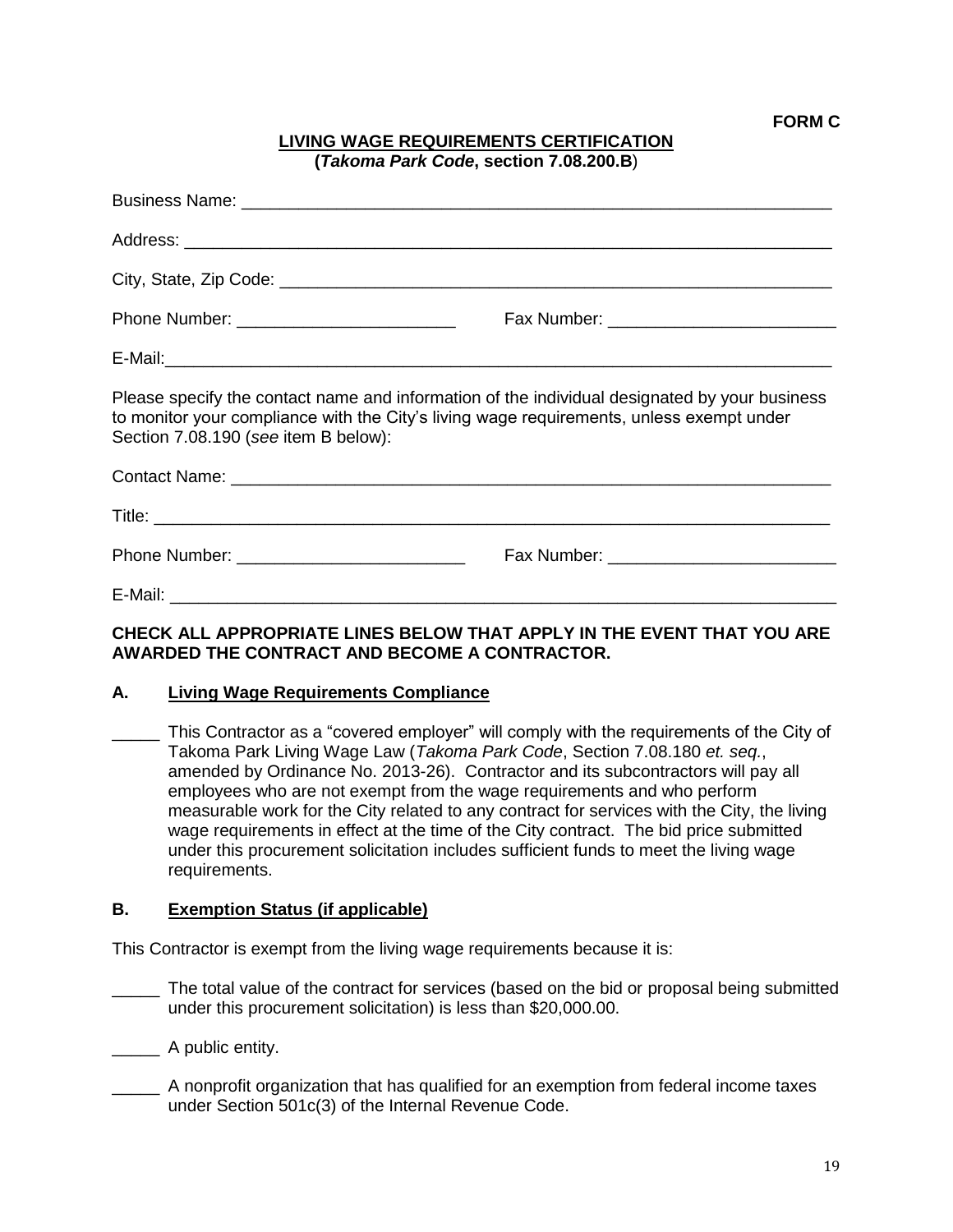**FORM C**

**LIVING WAGE REQUIREMENTS CERTIFICATION**
**(*Takoma Park Code*, section 7.08.200.B)**

Business Name: ______________________________________________________________

Address: ___________________________________________________________________

City, State, Zip Code: _________________________________________________________

Phone Number: _______________________ Fax Number: ________________________

E-Mail: ____________________________________________________________________

Please specify the contact name and information of the individual designated by your business to monitor your compliance with the City's living wage requirements, unless exempt under Section 7.08.190 (*see* item B below):

Contact Name: _______________________________________________________________

Title: ______________________________________________________________________

Phone Number: ________________________ Fax Number: ________________________

E-Mail: _____________________________________________________________________

**CHECK ALL APPROPRIATE LINES BELOW THAT APPLY IN THE EVENT THAT YOU ARE AWARDED THE CONTRACT AND BECOME A CONTRACTOR.**

**A. Living Wage Requirements Compliance**

_____ This Contractor as a "covered employer" will comply with the requirements of the City of Takoma Park Living Wage Law (*Takoma Park Code*, Section 7.08.180 *et. seq.*, amended by Ordinance No. 2013-26). Contractor and its subcontractors will pay all employees who are not exempt from the wage requirements and who perform measurable work for the City related to any contract for services with the City, the living wage requirements in effect at the time of the City contract. The bid price submitted under this procurement solicitation includes sufficient funds to meet the living wage requirements.

**B. Exemption Status (if applicable)**

This Contractor is exempt from the living wage requirements because it is:

_____ The total value of the contract for services (based on the bid or proposal being submitted under this procurement solicitation) is less than $20,000.00.

_____ A public entity.

_____ A nonprofit organization that has qualified for an exemption from federal income taxes under Section 501c(3) of the Internal Revenue Code.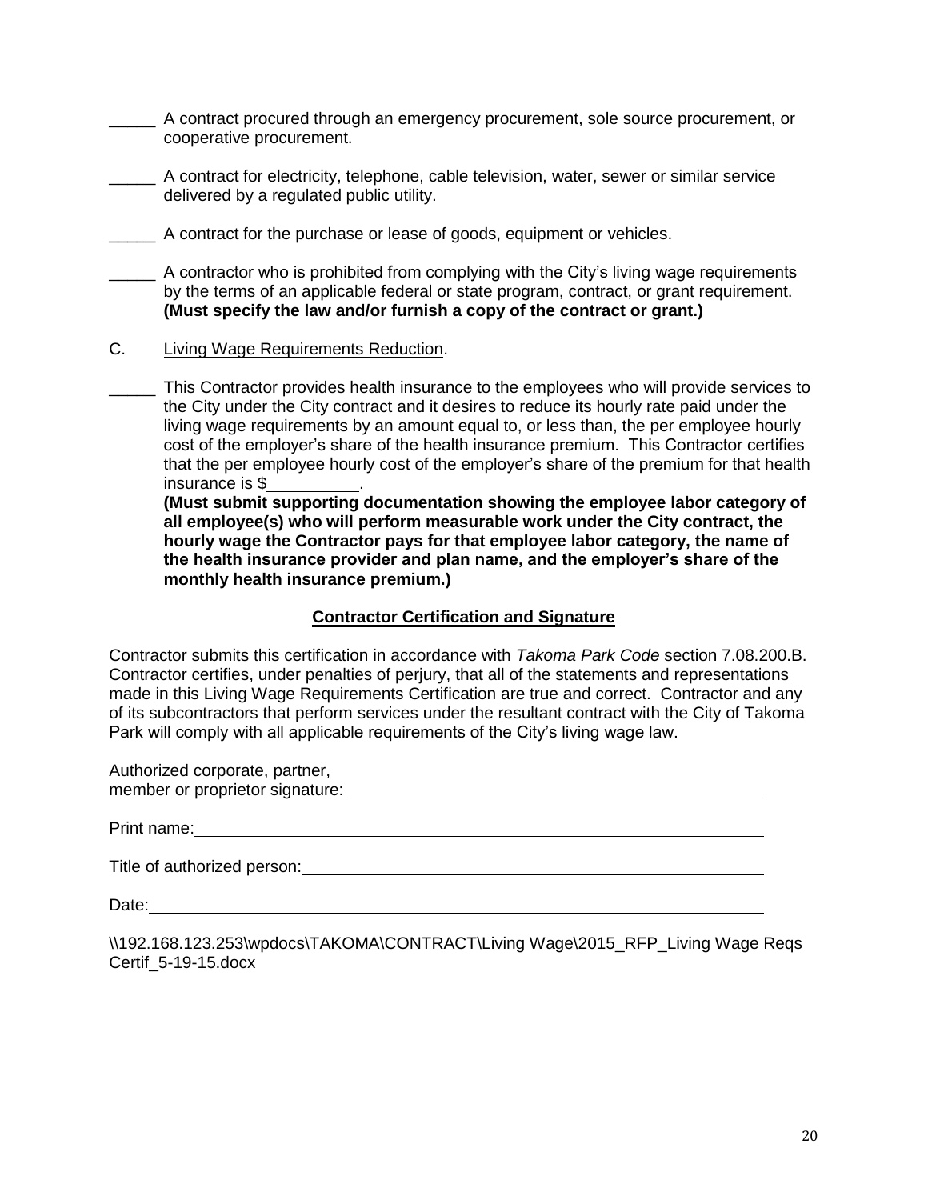_____ A contract procured through an emergency procurement, sole source procurement, or cooperative procurement.

_____ A contract for electricity, telephone, cable television, water, sewer or similar service delivered by a regulated public utility.

_____ A contract for the purchase or lease of goods, equipment or vehicles.

_____ A contractor who is prohibited from complying with the City's living wage requirements by the terms of an applicable federal or state program, contract, or grant requirement. **(Must specify the law and/or furnish a copy of the contract or grant.)**

C. Living Wage Requirements Reduction.

_____ This Contractor provides health insurance to the employees who will provide services to the City under the City contract and it desires to reduce its hourly rate paid under the living wage requirements by an amount equal to, or less than, the per employee hourly cost of the employer's share of the health insurance premium. This Contractor certifies that the per employee hourly cost of the employer's share of the premium for that health insurance is $__________.
**(Must submit supporting documentation showing the employee labor category of all employee(s) who will perform measurable work under the City contract, the hourly wage the Contractor pays for that employee labor category, the name of the health insurance provider and plan name, and the employer's share of the monthly health insurance premium.)**

## Contractor Certification and Signature

Contractor submits this certification in accordance with *Takoma Park Code* section 7.08.200.B. Contractor certifies, under penalties of perjury, that all of the statements and representations made in this Living Wage Requirements Certification are true and correct. Contractor and any of its subcontractors that perform services under the resultant contract with the City of Takoma Park will comply with all applicable requirements of the City's living wage law.

Authorized corporate, partner, member or proprietor signature: ______________________________

Print name: ______________________________

Title of authorized person: ______________________________

Date: ______________________________

\\192.168.123.253\wpdocs\TAKOMA\CONTRACT\Living Wage\2015_RFP_Living Wage Reqs Certif_5-19-15.docx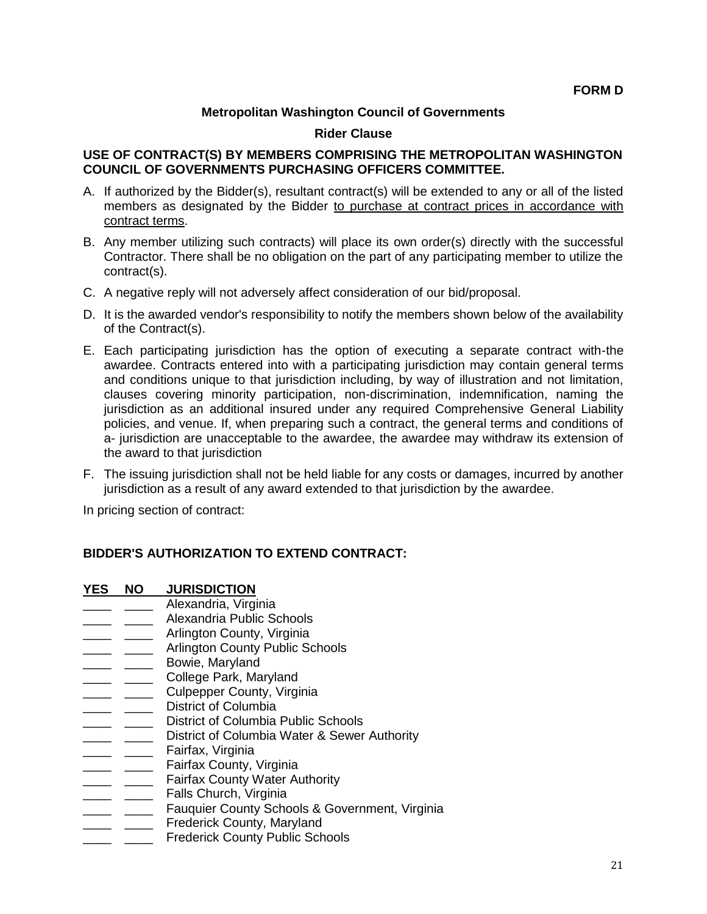**FORM D**

**Metropolitan Washington Council of Governments**

**Rider Clause**

**USE OF CONTRACT(S) BY MEMBERS COMPRISING THE METROPOLITAN WASHINGTON COUNCIL OF GOVERNMENTS PURCHASING OFFICERS COMMITTEE.**

A. If authorized by the Bidder(s), resultant contract(s) will be extended to any or all of the listed members as designated by the Bidder to purchase at contract prices in accordance with contract terms.

B. Any member utilizing such contracts) will place its own order(s) directly with the successful Contractor. There shall be no obligation on the part of any participating member to utilize the contract(s).

C. A negative reply will not adversely affect consideration of our bid/proposal.

D. It is the awarded vendor's responsibility to notify the members shown below of the availability of the Contract(s).

E. Each participating jurisdiction has the option of executing a separate contract with-the awardee. Contracts entered into with a participating jurisdiction may contain general terms and conditions unique to that jurisdiction including, by way of illustration and not limitation, clauses covering minority participation, non-discrimination, indemnification, naming the jurisdiction as an additional insured under any required Comprehensive General Liability policies, and venue. If, when preparing such a contract, the general terms and conditions of a- jurisdiction are unacceptable to the awardee, the awardee may withdraw its extension of the award to that jurisdiction

F. The issuing jurisdiction shall not be held liable for any costs or damages, incurred by another jurisdiction as a result of any award extended to that jurisdiction by the awardee.

In pricing section of contract:

**BIDDER'S AUTHORIZATION TO EXTEND CONTRACT:**

| YES | NO | JURISDICTION |
|---|---|---|
| ____ | ____ | Alexandria, Virginia |
| ____ | ____ | Alexandria Public Schools |
| ____ | ____ | Arlington County, Virginia |
| ____ | ____ | Arlington County Public Schools |
| ____ | ____ | Bowie, Maryland |
| ____ | ____ | College Park, Maryland |
| ____ | ____ | Culpepper County, Virginia |
| ____ | ____ | District of Columbia |
| ____ | ____ | District of Columbia Public Schools |
| ____ | ____ | District of Columbia Water & Sewer Authority |
| ____ | ____ | Fairfax, Virginia |
| ____ | ____ | Fairfax County, Virginia |
| ____ | ____ | Fairfax County Water Authority |
| ____ | ____ | Falls Church, Virginia |
| ____ | ____ | Fauquier County Schools & Government, Virginia |
| ____ | ____ | Frederick County, Maryland |
| ____ | ____ | Frederick County Public Schools |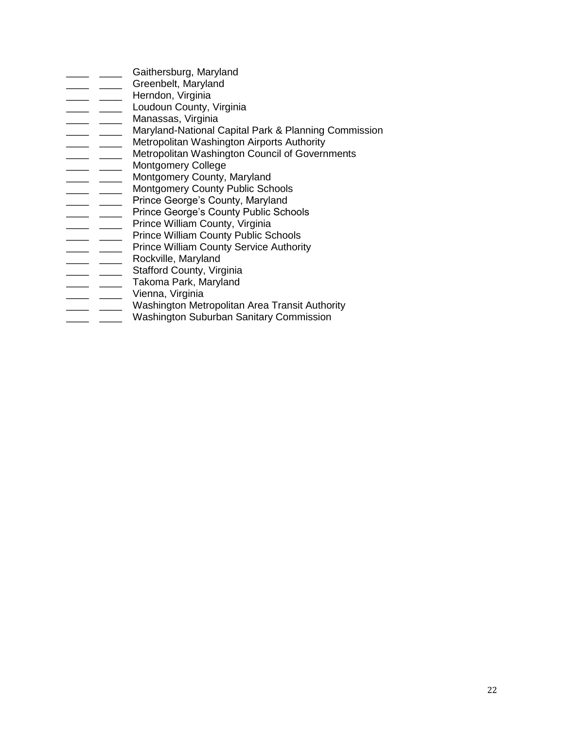\_\_\_\_ \_\_\_\_ Gaithersburg, Maryland
\_\_\_\_ \_\_\_\_ Greenbelt, Maryland
\_\_\_\_ \_\_\_\_ Herndon, Virginia
\_\_\_\_ \_\_\_\_ Loudoun County, Virginia
\_\_\_\_ \_\_\_\_ Manassas, Virginia
\_\_\_\_ \_\_\_\_ Maryland-National Capital Park & Planning Commission
\_\_\_\_ \_\_\_\_ Metropolitan Washington Airports Authority
\_\_\_\_ \_\_\_\_ Metropolitan Washington Council of Governments
\_\_\_\_ \_\_\_\_ Montgomery College
\_\_\_\_ \_\_\_\_ Montgomery County, Maryland
\_\_\_\_ \_\_\_\_ Montgomery County Public Schools
\_\_\_\_ \_\_\_\_ Prince George's County, Maryland
\_\_\_\_ \_\_\_\_ Prince George's County Public Schools
\_\_\_\_ \_\_\_\_ Prince William County, Virginia
\_\_\_\_ \_\_\_\_ Prince William County Public Schools
\_\_\_\_ \_\_\_\_ Prince William County Service Authority
\_\_\_\_ \_\_\_\_ Rockville, Maryland
\_\_\_\_ \_\_\_\_ Stafford County, Virginia
\_\_\_\_ \_\_\_\_ Takoma Park, Maryland
\_\_\_\_ \_\_\_\_ Vienna, Virginia
\_\_\_\_ \_\_\_\_ Washington Metropolitan Area Transit Authority
\_\_\_\_ \_\_\_\_ Washington Suburban Sanitary Commission